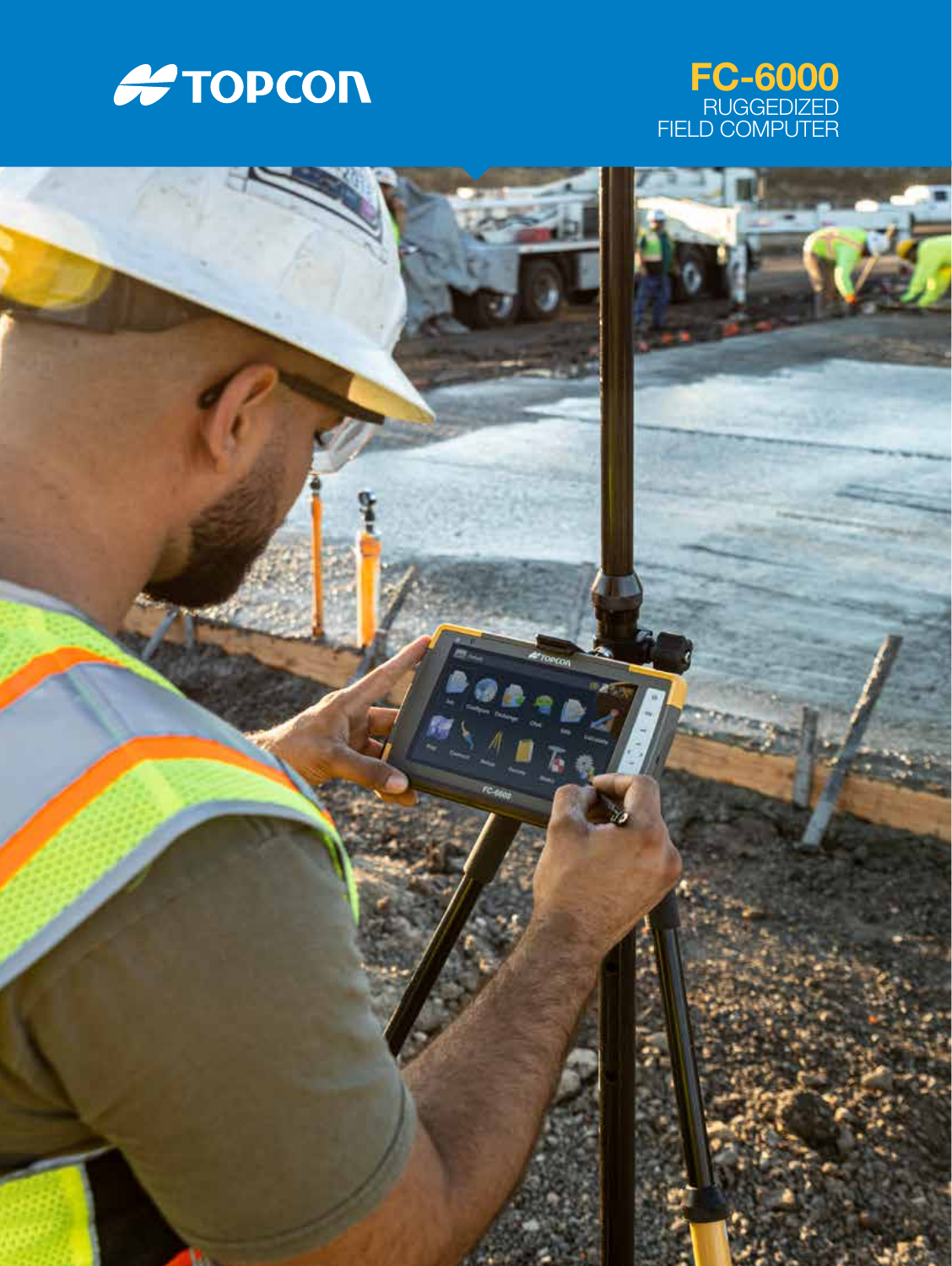TOPCON

# FC-6000

RUGGEDIZED
FIELD COMPUTER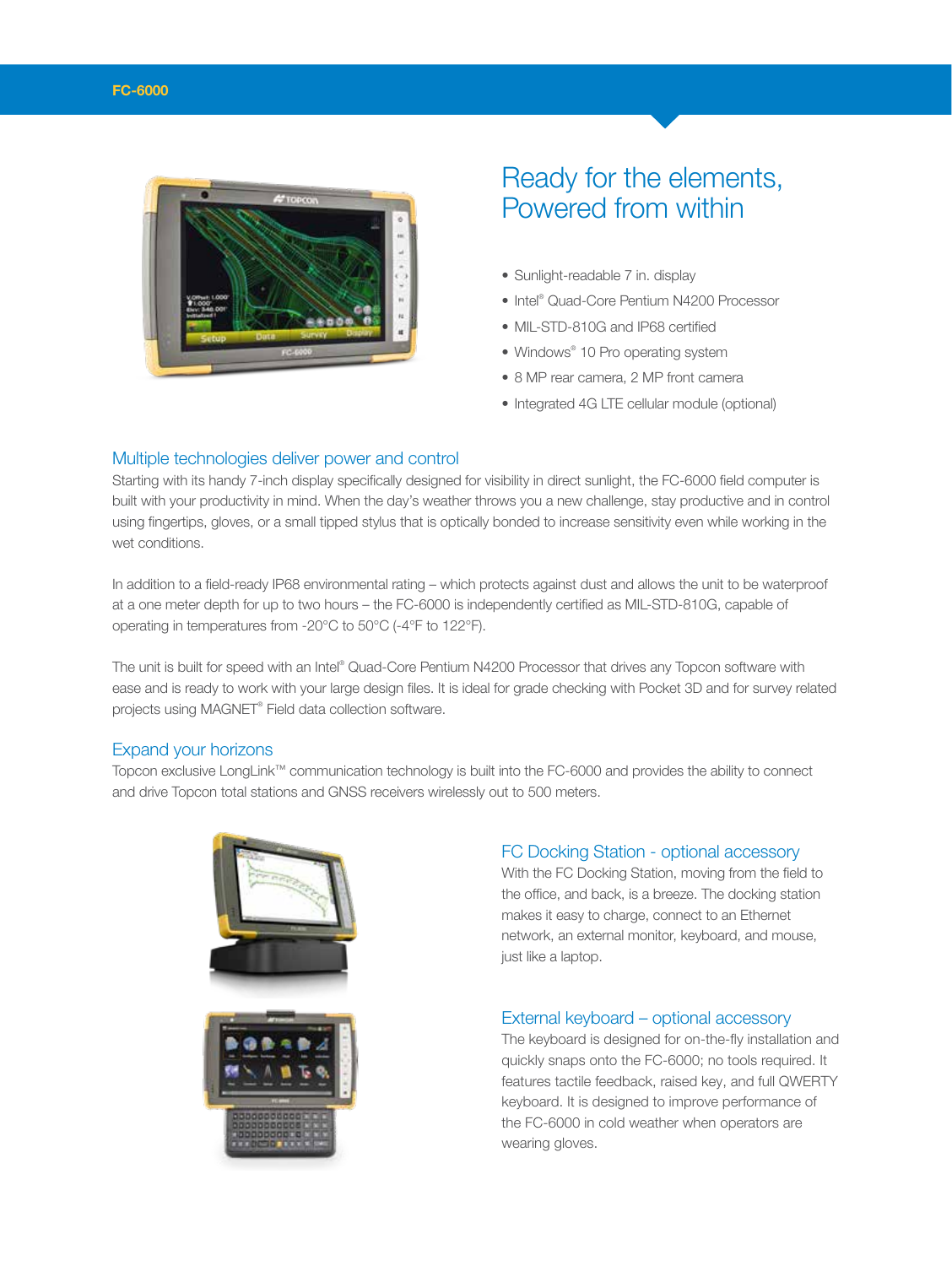# Ready for the elements, Powered from within

- Sunlight-readable 7 in. display
- Intel® Quad-Core Pentium N4200 Processor
- MIL-STD-810G and IP68 certified
- Windows® 10 Pro operating system
- 8 MP rear camera, 2 MP front camera
- Integrated 4G LTE cellular module (optional)

## Multiple technologies deliver power and control

Starting with its handy 7-inch display specifically designed for visibility in direct sunlight, the FC-6000 field computer is built with your productivity in mind. When the day's weather throws you a new challenge, stay productive and in control using fingertips, gloves, or a small tipped stylus that is optically bonded to increase sensitivity even while working in the wet conditions.

In addition to a field-ready IP68 environmental rating – which protects against dust and allows the unit to be waterproof at a one meter depth for up to two hours – the FC-6000 is independently certified as MIL-STD-810G, capable of operating in temperatures from -20°C to 50°C (-4°F to 122°F).

The unit is built for speed with an Intel® Quad-Core Pentium N4200 Processor that drives any Topcon software with ease and is ready to work with your large design files. It is ideal for grade checking with Pocket 3D and for survey related projects using MAGNET® Field data collection software.

## Expand your horizons

Topcon exclusive LongLink™ communication technology is built into the FC-6000 and provides the ability to connect and drive Topcon total stations and GNSS receivers wirelessly out to 500 meters.

## FC Docking Station - optional accessory

With the FC Docking Station, moving from the field to the office, and back, is a breeze. The docking station makes it easy to charge, connect to an Ethernet network, an external monitor, keyboard, and mouse, just like a laptop.

## External keyboard – optional accessory

The keyboard is designed for on-the-fly installation and quickly snaps onto the FC-6000; no tools required. It features tactile feedback, raised key, and full QWERTY keyboard. It is designed to improve performance of the FC-6000 in cold weather when operators are wearing gloves.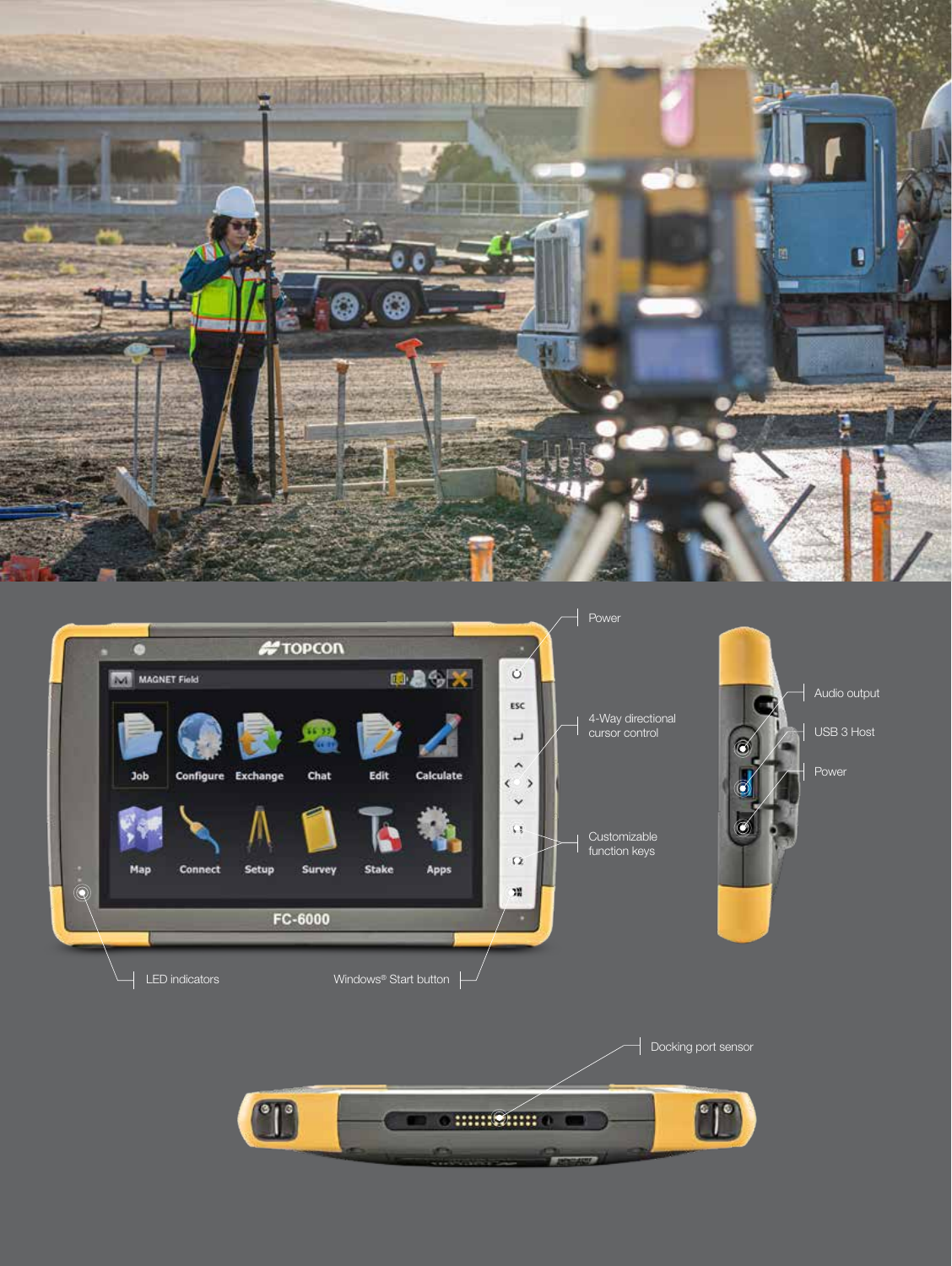Power

4-Way directional cursor control

Customizable function keys

LED indicators

Windows® Start button

Audio output

USB 3 Host

Power

Docking port sensor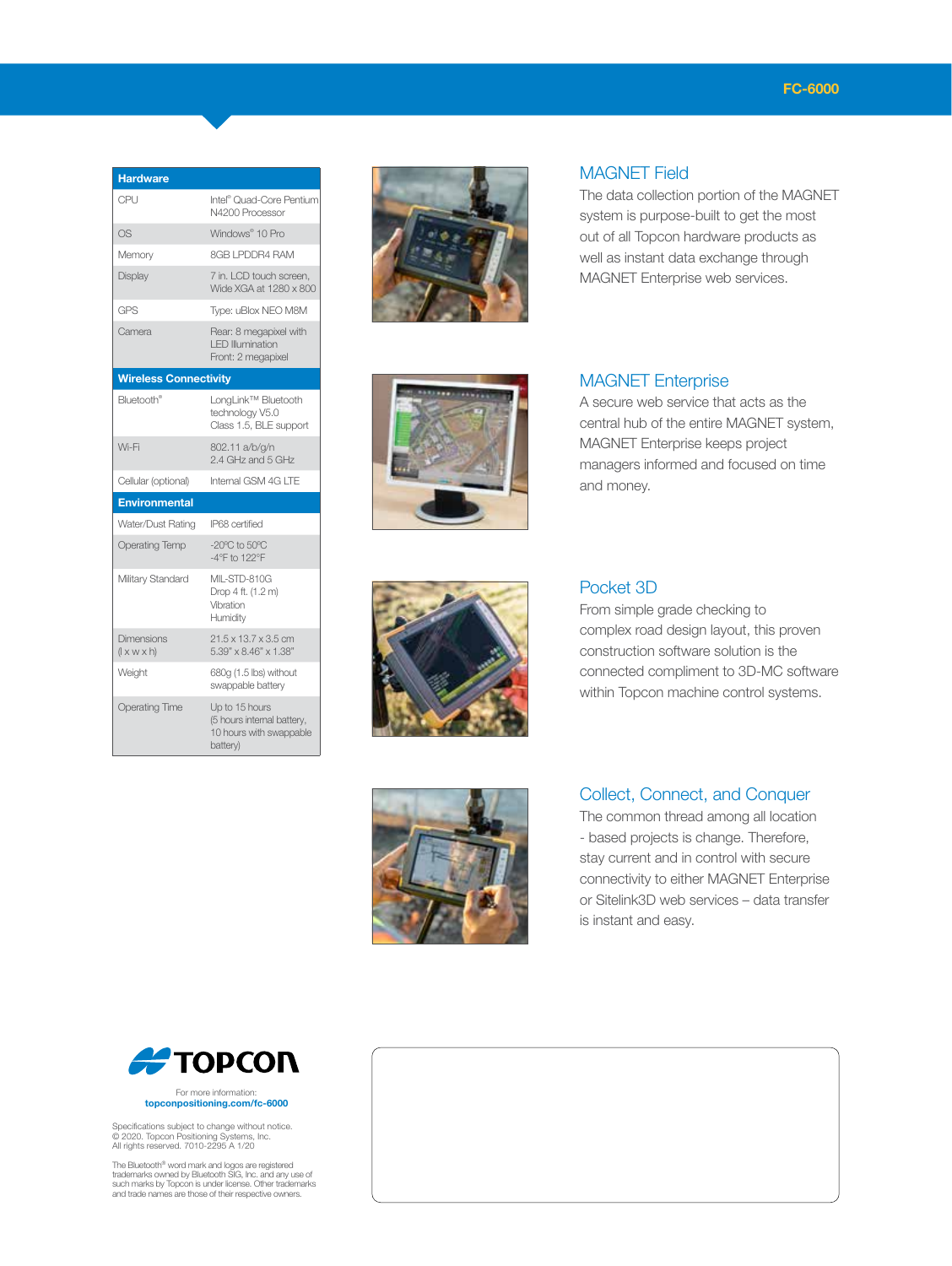| Hardware | |
|---|---|
| CPU | Intel® Quad-Core Pentium N4200 Processor |
| OS | Windows® 10 Pro |
| Memory | 8GB LPDDR4 RAM |
| Display | 7 in. LCD touch screen, Wide XGA at 1280 x 800 |
| GPS | Type: uBlox NEO M8M |
| Camera | Rear: 8 megapixel with LED Illumination<br>Front: 2 megapixel |
| **Wireless Connectivity** | |
| Bluetooth® | LongLink™ Bluetooth technology V5.0<br>Class 1.5, BLE support |
| Wi-Fi | 802.11 a/b/g/n<br>2.4 GHz and 5 GHz |
| Cellular (optional) | Internal GSM 4G LTE |
| **Environmental** | |
| Water/Dust Rating | IP68 certified |
| Operating Temp | -20ºC to 50ºC<br>-4ºF to 122ºF |
| Military Standard | MIL-STD-810G<br>Drop 4 ft. (1.2 m)<br>Vibration<br>Humidity |
| Dimensions (l x w x h) | 21.5 x 13.7 x 3.5 cm<br>5.39" x 8.46" x 1.38" |
| Weight | 680g (1.5 lbs) without swappable battery |
| Operating Time | Up to 15 hours<br>(5 hours internal battery, 10 hours with swappable battery) |

## MAGNET Field

The data collection portion of the MAGNET system is purpose-built to get the most out of all Topcon hardware products as well as instant data exchange through MAGNET Enterprise web services.

## MAGNET Enterprise

A secure web service that acts as the central hub of the entire MAGNET system, MAGNET Enterprise keeps project managers informed and focused on time and money.

## Pocket 3D

From simple grade checking to complex road design layout, this proven construction software solution is the connected compliment to 3D-MC software within Topcon machine control systems.

## Collect, Connect, and Conquer

The common thread among all location - based projects is change. Therefore, stay current and in control with secure connectivity to either MAGNET Enterprise or Sitelink3D web services – data transfer is instant and easy.

TOPCON

For more information:
**topconpositioning.com/fc-6000**

Specifications subject to change without notice.
© 2020. Topcon Positioning Systems, Inc.
All rights reserved. 7010-2295 A 1/20

The Bluetooth® word mark and logos are registered trademarks owned by Bluetooth SIG, Inc. and any use of such marks by Topcon is under license. Other trademarks and trade names are those of their respective owners.